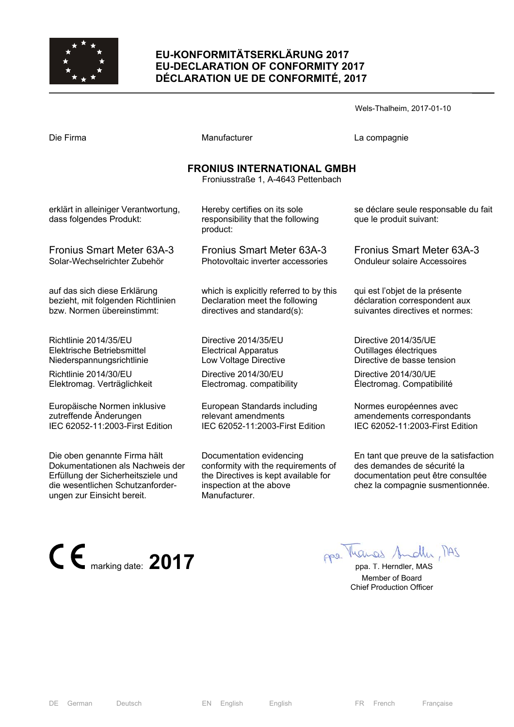# EU-KONFORMITÄTSERKLÄRUNG 2017
# EU-DECLARATION OF CONFORMITY 2017
# DÉCLARATION UE DE CONFORMITÉ, 2017

Wels-Thalheim, 2017-01-10

| Die Firma | Manufacturer | La compagnie |
|---|---|---|

**FRONIUS INTERNATIONAL GMBH**
Froniusstraße 1, A-4643 Pettenbach

| | | |
|---|---|---|
| erklärt in alleiniger Verantwortung, dass folgendes Produkt: | Hereby certifies on its sole responsibility that the following product: | se déclare seule responsable du fait que le produit suivant: |
| Fronius Smart Meter 63A-3<br>Solar-Wechselrichter Zubehör | Fronius Smart Meter 63A-3<br>Photovoltaic inverter accessories | Fronius Smart Meter 63A-3<br>Onduleur solaire Accessoires |
| auf das sich diese Erklärung bezieht, mit folgenden Richtlinien bzw. Normen übereinstimmt: | which is explicitly referred to by this Declaration meet the following directives and standard(s): | qui est l'objet de la présente déclaration correspondent aux suivantes directives et normes: |
| Richtlinie 2014/35/EU<br>Elektrische Betriebsmittel<br>Niederspannungsrichtlinie | Directive 2014/35/EU<br>Electrical Apparatus<br>Low Voltage Directive | Directive 2014/35/UE<br>Outillages électriques<br>Directive de basse tension |
| Richtlinie 2014/30/EU<br>Elektromag. Verträglichkeit | Directive 2014/30/EU<br>Electromag. compatibility | Directive 2014/30/UE<br>Électromag. Compatibilité |
| Europäische Normen inklusive zutreffende Änderungen<br>IEC 62052-11:2003-First Edition | European Standards including relevant amendments<br>IEC 62052-11:2003-First Edition | Normes européennes avec amendements correspondants<br>IEC 62052-11:2003-First Edition |
| Die oben genannte Firma hält Dokumentationen als Nachweis der Erfüllung der Sicherheitsziele und die wesentlichen Schutzanforderungen zur Einsicht bereit. | Documentation evidencing conformity with the requirements of the Directives is kept available for inspection at the above Manufacturer. | En tant que preuve de la satisfaction des demandes de sécurité la documentation peut être consultée chez la compagnie susmentionnée. |

CE marking date: **2017**

ppa. Thomas Herndler, MAS
ppa. T. Herndler, MAS
Member of Board
Chief Production Officer

| DE German | Deutsch | EN English | English | FR French | Française |
|---|---|---|---|---|---|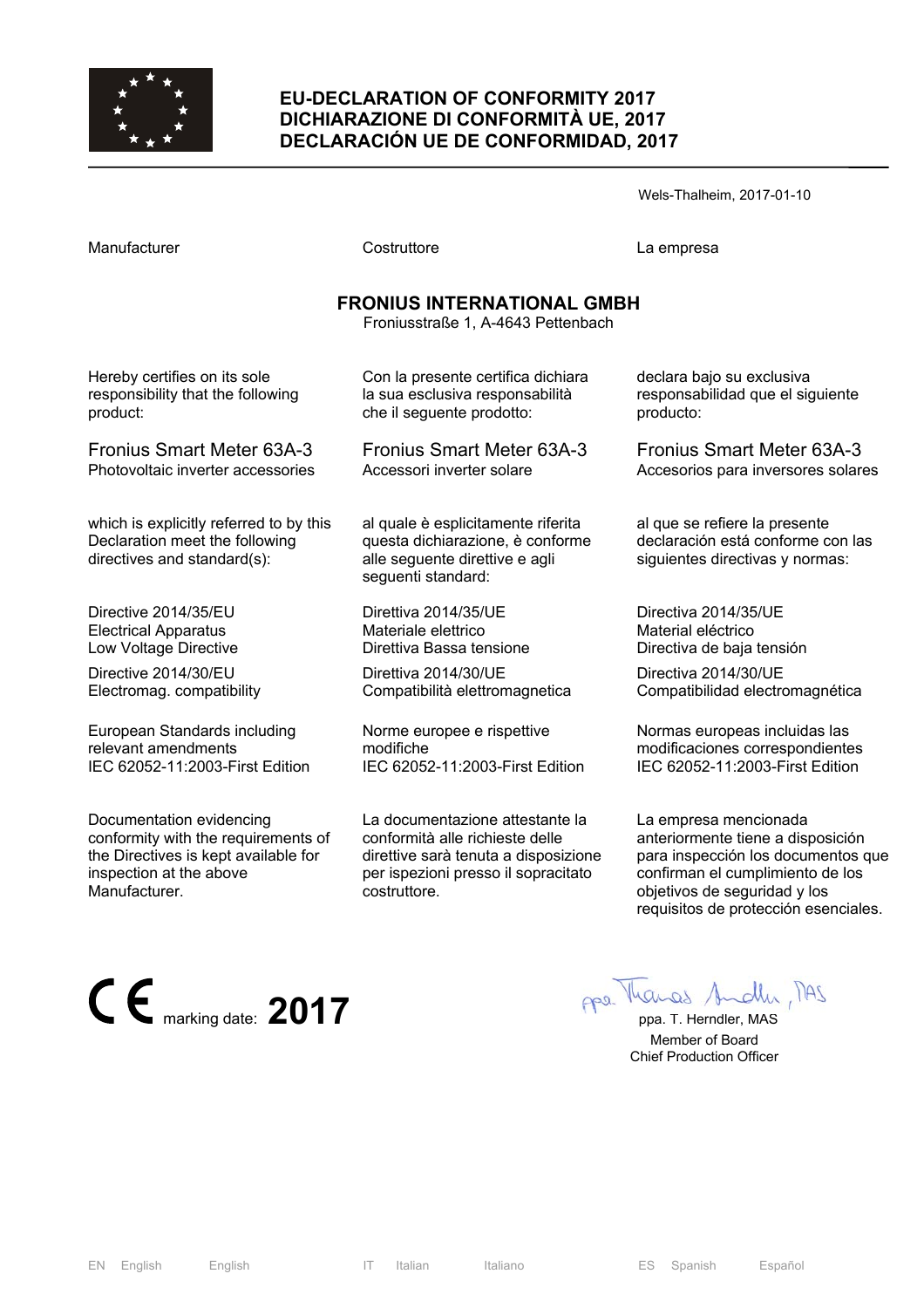# EU-DECLARATION OF CONFORMITY 2017
# DICHIARAZIONE DI CONFORMITÀ UE, 2017
# DECLARACIÓN UE DE CONFORMIDAD, 2017

Wels-Thalheim, 2017-01-10

| Manufacturer | Costruttore | La empresa |
|---|---|---|

**FRONIUS INTERNATIONAL GMBH**
Froniusstraße 1, A-4643 Pettenbach

| | | |
|---|---|---|
| Hereby certifies on its sole responsibility that the following product: | Con la presente certifica dichiara la sua esclusiva responsabilità che il seguente prodotto: | declara bajo su exclusiva responsabilidad que el siguiente producto: |
| Fronius Smart Meter 63A-3<br>Photovoltaic inverter accessories | Fronius Smart Meter 63A-3<br>Accessori inverter solare | Fronius Smart Meter 63A-3<br>Accesorios para inversores solares |
| which is explicitly referred to by this Declaration meet the following directives and standard(s): | al quale è esplicitamente riferita questa dichiarazione, è conforme alle seguente direttive e agli seguenti standard: | al que se refiere la presente declaración está conforme con las siguientes directivas y normas: |
| Directive 2014/35/EU<br>Electrical Apparatus<br>Low Voltage Directive | Direttiva 2014/35/UE<br>Materiale elettrico<br>Direttiva Bassa tensione | Directiva 2014/35/UE<br>Material eléctrico<br>Directiva de baja tensión |
| Directive 2014/30/EU<br>Electromag. compatibility | Direttiva 2014/30/UE<br>Compatibilità elettromagnetica | Directiva 2014/30/UE<br>Compatibilidad electromagnética |
| European Standards including relevant amendments<br>IEC 62052-11:2003-First Edition | Norme europee e rispettive modifiche<br>IEC 62052-11:2003-First Edition | Normas europeas incluidas las modificaciones correspondientes<br>IEC 62052-11:2003-First Edition |
| Documentation evidencing conformity with the requirements of the Directives is kept available for inspection at the above Manufacturer. | La documentazione attestante la conformità alle richieste delle direttive sarà tenuta a disposizione per ispezioni presso il sopracitato costruttore. | La empresa mencionada anteriormente tiene a disposición para inspección los documentos que confirman el cumplimiento de los objetivos de seguridad y los requisitos de protección esenciales. |

CE marking date: **2017**

ppa. T. Herndler, MAS
Member of Board
Chief Production Officer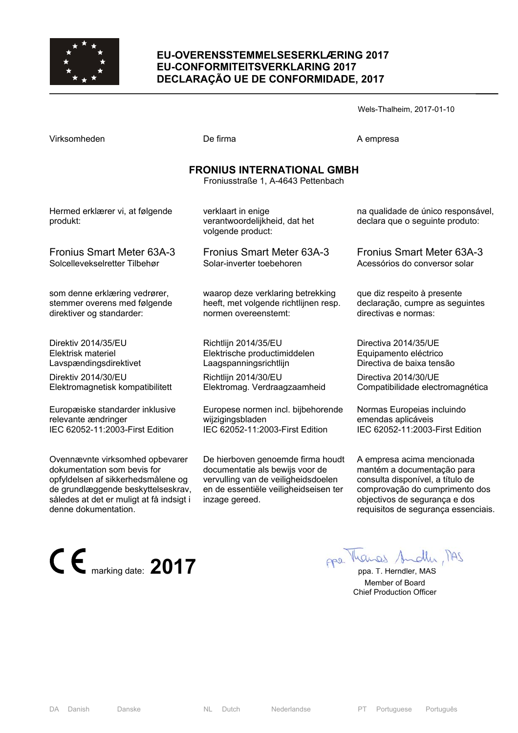# EU-OVERENSSTEMMELSESERKLÆRING 2017
# EU-CONFORMITEITSVERKLARING 2017
# DECLARAÇÃO UE DE CONFORMIDADE, 2017

Wels-Thalheim, 2017-01-10

| Virksomheden | De firma | A empresa |
|---|---|---|

**FRONIUS INTERNATIONAL GMBH**
Froniusstraße 1, A-4643 Pettenbach

| | | |
|---|---|---|
| Hermed erklærer vi, at følgende produkt: | verklaart in enige verantwoordelijkheid, dat het volgende product: | na qualidade de único responsável, declara que o seguinte produto: |
| Fronius Smart Meter 63A-3<br>Solcellevekselretter Tilbehør | Fronius Smart Meter 63A-3<br>Solar-inverter toebehoren | Fronius Smart Meter 63A-3<br>Acessórios do conversor solar |
| som denne erklæring vedrører, stemmer overens med følgende direktiver og standarder: | waarop deze verklaring betrekking heeft, met volgende richtlijnen resp. normen overeenstemt: | que diz respeito à presente declaração, cumpre as seguintes directivas e normas: |
| Direktiv 2014/35/EU<br>Elektrisk materiel<br>Lavspændingsdirektivet | Richtlijn 2014/35/EU<br>Elektrische productimiddelen<br>Laagspanningsrichtlijn | Directiva 2014/35/UE<br>Equipamento eléctrico<br>Directiva de baixa tensão |
| Direktiv 2014/30/EU<br>Elektromagnetisk kompatibilitett | Richtlijn 2014/30/EU<br>Elektromag. Verdraagzaamheid | Directiva 2014/30/UE<br>Compatibilidade electromagnética |
| Europæiske standarder inklusive relevante ændringer<br>IEC 62052-11:2003-First Edition | Europese normen incl. bijbehorende wijzigingsbladen<br>IEC 62052-11:2003-First Edition | Normas Europeias incluindo emendas aplicáveis<br>IEC 62052-11:2003-First Edition |
| Ovennævnte virksomhed opbevarer dokumentation som bevis for opfyldelsen af sikkerhedsmålene og de grundlæggende beskyttelseskrav, således at det er muligt at få indsigt i denne dokumentation. | De hierboven genoemde firma houdt documentatie als bewijs voor de vervulling van de veiligheidsdoelen en de essentiële veiligheidseisen ter inzage gereed. | A empresa acima mencionada mantém a documentação para consulta disponível, a título de comprovação do cumprimento dos objectivos de segurança e dos requisitos de segurança essenciais. |

CE marking date: **2017**

ppa. T. Herndler, MAS
Member of Board
Chief Production Officer

DA Danish Danske | NL Dutch Nederlandse | PT Portuguese Português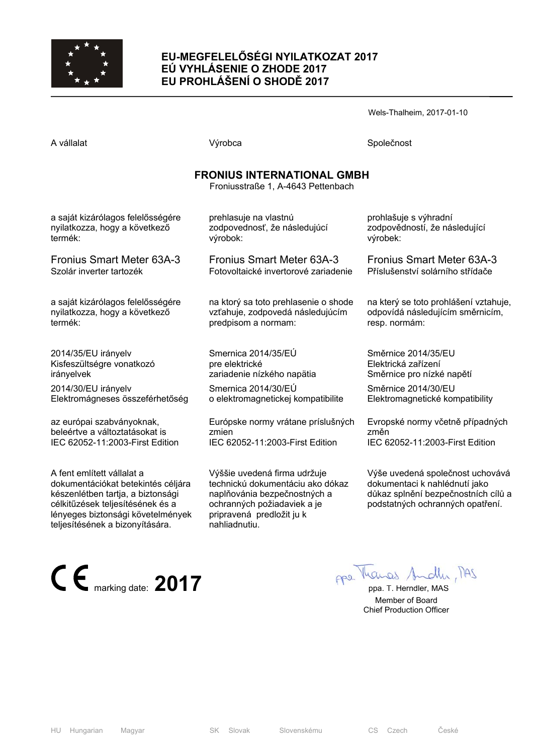# EU-MEGFELELŐSÉGI NYILATKOZAT 2017
# EÚ VYHLÁSENIE O ZHODE 2017
# EU PROHLÁŠENÍ O SHODĚ 2017

Wels-Thalheim, 2017-01-10

A vállalat

**FRONIUS INTERNATIONAL GMBH**
Froniusstraße 1, A-4643 Pettenbach

a saját kizárólagos felelősségére nyilatkozza, hogy a következő termék:

Fronius Smart Meter 63A-3
Szolár inverter tartozék

a saját kizárólagos felelősségére nyilatkozza, hogy a következő termék:

2014/35/EU irányelv
Kisfeszültségre vonatkozó irányelvek

2014/30/EU irányelv
Elektromágneses összeférhetőség

az európai szabványoknak, beleértve a változtatásokat is
IEC 62052-11:2003-First Edition

A fent említett vállalat a dokumentációkat betekintés céljára készenlétben tartja, a biztonsági célkitűzések teljesítésének és a lényeges biztonsági követelmények teljesítésének a bizonyítására.

---

Výrobca

**FRONIUS INTERNATIONAL GMBH**
Froniusstraße 1, A-4643 Pettenbach

prehlasuje na vlastnú zodpovednosť, že následujúcí výrobok:

Fronius Smart Meter 63A-3
Fotovoltaické invertorové zariadenie

na ktorý sa toto prehlasenie o shode vzťahuje, zodpovedá následujúcím predpisom a normam:

Smernica 2014/35/EÚ
pre elektrické zariadenie nízkeho napätia

Smernica 2014/30/EÚ
o elektromagnetickej kompatibilite

Európske normy vrátane príslušných zmien
IEC 62052-11:2003-First Edition

Výššie uvedená firma udržuje technickú dokumentáciu ako dókaz naplňovánia bezpečnostných a ochranných požiadaviek a je pripravená predložit ju k nahliadnutiu.

---

Společnost

**FRONIUS INTERNATIONAL GMBH**
Froniusstraße 1, A-4643 Pettenbach

prohlašuje s výhradní zodpovědností, že následující výrobek:

Fronius Smart Meter 63A-3
Příslušenství solárního střídače

na který se toto prohlášení vztahuje, odpovídá následujícím směrnicím, resp. normám:

Směrnice 2014/35/EU
Elektrická zařízení
Směrnice pro nízké napětí

Směrnice 2014/30/EU
Elektromagnetické kompatibility

Evropské normy včetně případných změn
IEC 62052-11:2003-First Edition

Výše uvedená společnost uchovává dokumentaci k nahlédnutí jako důkaz splnění bezpečnostních cílů a podstatných ochranných opatření.

---

CE marking date: **2017**

ppa. T. Herndler, MAS
Member of Board
Chief Production Officer

HU Hungarian Magyar — SK Slovak Slovenskému — CS Czech České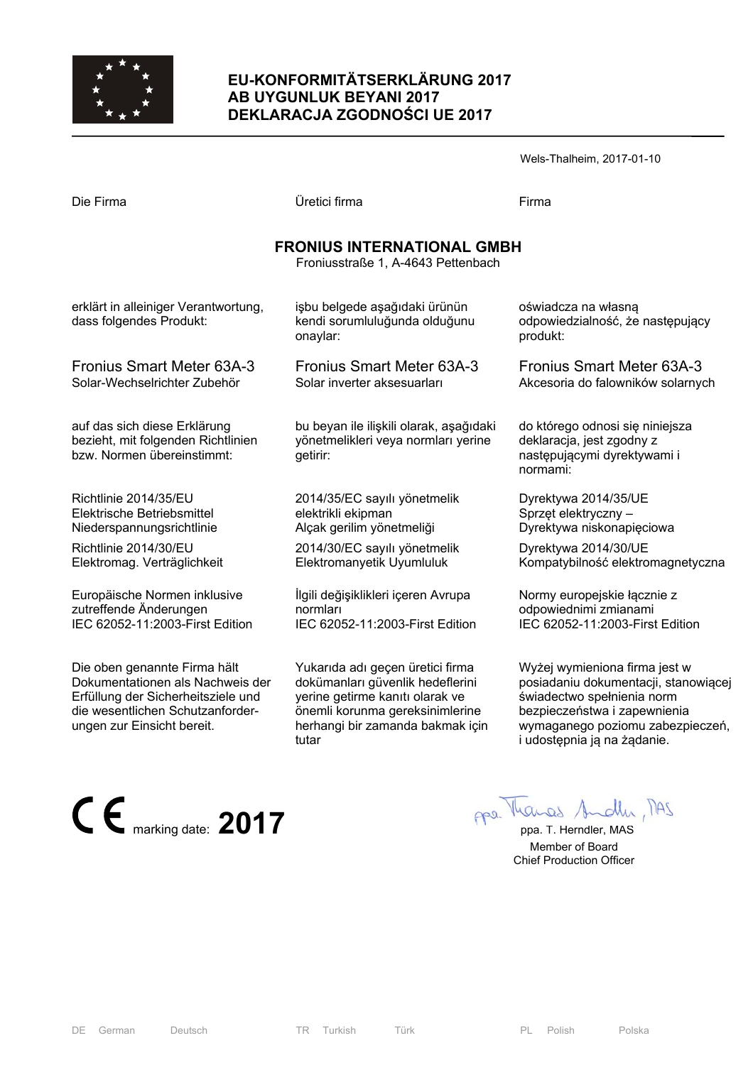# EU-KONFORMITÄTSERKLÄRUNG 2017
# AB UYGUNLUK BEYANI 2017
# DEKLARACJA ZGODNOŚCI UE 2017

Wels-Thalheim, 2017-01-10

Die Firma

Üretici firma

Firma

**FRONIUS INTERNATIONAL GMBH**
Froniusstraße 1, A-4643 Pettenbach

| DE | TR | PL |
|---|---|---|
| erklärt in alleiniger Verantwortung, dass folgendes Produkt: | işbu belgede aşağıdaki ürünün kendi sorumluluğunda olduğunu onaylar: | oświadcza na własną odpowiedzialność, że następujący produkt: |
| Fronius Smart Meter 63A-3<br>Solar-Wechselrichter Zubehör | Fronius Smart Meter 63A-3<br>Solar inverter aksesuarları | Fronius Smart Meter 63A-3<br>Akcesoria do falowników solarnych |
| auf das sich diese Erklärung bezieht, mit folgenden Richtlinien bzw. Normen übereinstimmt: | bu beyan ile ilişkili olarak, aşağıdaki yönetmelikleri veya normları yerine getirir: | do którego odnosi się niniejsza deklaracja, jest zgodny z następującymi dyrektywami i normami: |
| Richtlinie 2014/35/EU<br>Elektrische Betriebsmittel Niederspannungsrichtlinie | 2014/35/EC sayılı yönetmelik<br>elektrikli ekipman<br>Alçak gerilim yönetmeliği | Dyrektywa 2014/35/UE<br>Sprzęt elektryczny – Dyrektywa niskonapięciowa |
| Richtlinie 2014/30/EU<br>Elektromag. Verträglichkeit | 2014/30/EC sayılı yönetmelik<br>Elektromanyetik Uyumluluk | Dyrektywa 2014/30/UE<br>Kompatybilność elektromagnetyczna |
| Europäische Normen inklusive zutreffende Änderungen<br>IEC 62052-11:2003-First Edition | İlgili değişiklikleri içeren Avrupa normları<br>IEC 62052-11:2003-First Edition | Normy europejskie łącznie z odpowiednimi zmianami<br>IEC 62052-11:2003-First Edition |
| Die oben genannte Firma hält Dokumentationen als Nachweis der Erfüllung der Sicherheitsziele und die wesentlichen Schutzanforderungen zur Einsicht bereit. | Yukarıda adı geçen üretici firma dokümanları güvenlik hedeflerini yerine getirme kanıtı olarak ve önemli korunma gereksinimlerine herhangi bir zamanda bakmak için tutar | Wyżej wymieniona firma jest w posiadaniu dokumentacji, stanowiącej świadectwo spełnienia norm bezpieczeństwa i zapewnienia wymaganego poziomu zabezpieczeń, i udostępnia ją na żądanie. |

CE marking date: **2017**

ppa. T. Herndler, MAS
Member of Board
Chief Production Officer

DE German Deutsch | TR Turkish Türk | PL Polish Polska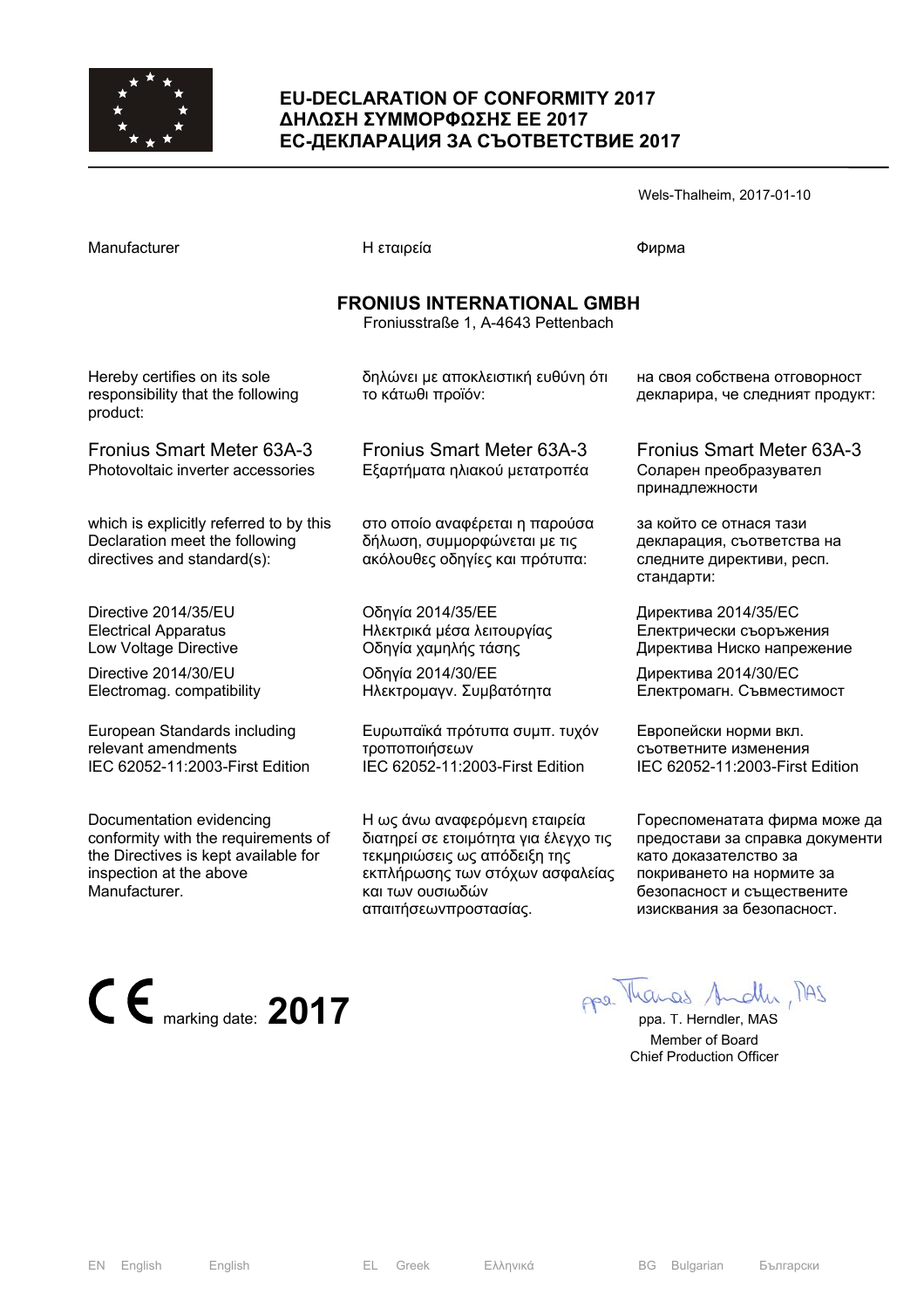# EU-DECLARATION OF CONFORMITY 2017
# ΔΗΛΩΣΗ ΣΥΜΜΟΡΦΩΣΗΣ ΕΕ 2017
# ЕС-ДЕКЛАРАЦИЯ ЗА СЪОТВЕТСТВИЕ 2017

Wels-Thalheim, 2017-01-10

| Manufacturer | Η εταιρεία | Фирма |
|---|---|---|

**FRONIUS INTERNATIONAL GMBH**
Froniusstraße 1, A-4643 Pettenbach

| | | |
|---|---|---|
| Hereby certifies on its sole responsibility that the following product: | δηλώνει με αποκλειστική ευθύνη ότι το κάτωθι προϊόν: | на своя собствена отговорност декларира, че следният продукт: |
| Fronius Smart Meter 63A-3<br>Photovoltaic inverter accessories | Fronius Smart Meter 63A-3<br>Εξαρτήματα ηλιακού μετατροπέα | Fronius Smart Meter 63A-3<br>Соларен преобразувател принадлежности |
| which is explicitly referred to by this Declaration meet the following directives and standard(s): | στο οποίο αναφέρεται η παρούσα δήλωση, συμμορφώνεται με τις ακόλουθες οδηγίες και πρότυπα: | за който се отнася тази декларация, съответства на следните директиви, респ. стандарти: |
| Directive 2014/35/EU<br>Electrical Apparatus<br>Low Voltage Directive | Οδηγία 2014/35/ΕΕ<br>Ηλεκτρικά μέσα λειτουργίας<br>Οδηγία χαμηλής τάσης | Директива 2014/35/ЕС<br>Електрически съоръжения<br>Директива Ниско напрежение |
| Directive 2014/30/EU<br>Electromag. compatibility | Οδηγία 2014/30/ΕΕ<br>Ηλεκτρομαγν. Συμβατότητα | Директива 2014/30/ЕС<br>Електромагн. Съвместимост |
| European Standards including relevant amendments<br>IEC 62052-11:2003-First Edition | Ευρωπαϊκά πρότυπα συμπ. τυχόν τροποποιήσεων<br>IEC 62052-11:2003-First Edition | Европейски норми вкл. съответните изменения<br>IEC 62052-11:2003-First Edition |
| Documentation evidencing conformity with the requirements of the Directives is kept available for inspection at the above Manufacturer. | Η ως άνω αναφερόμενη εταιρεία διατηρεί σε ετοιμότητα για έλεγχο τις τεκμηριώσεις ως απόδειξη της εκπλήρωσης των στόχων ασφαλείας και των ουσιωδών απαιτήσεωνπροστασίας. | Гореспоменатата фирма може да предостави за справка документи като доказателство за покриването на нормите за безопасност и съществените изисквания за безопасност. |

CE marking date: **2017**

ppa. T. Herndler, MAS
Member of Board
Chief Production Officer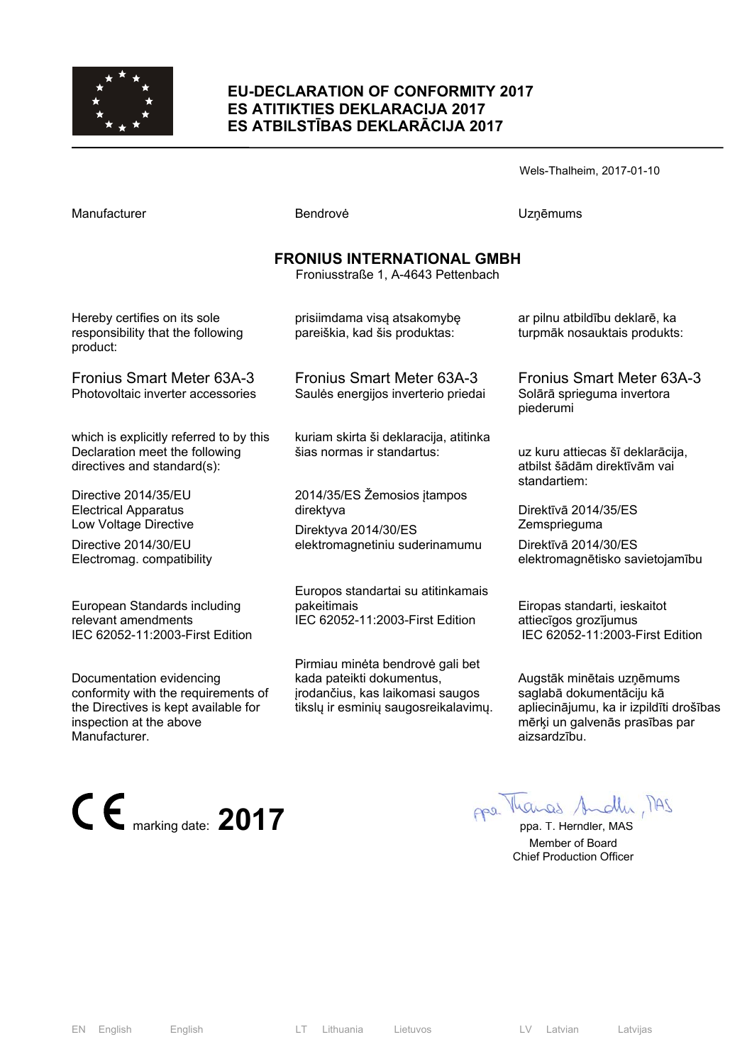# EU-DECLARATION OF CONFORMITY 2017
# ES ATITIKTIES DEKLARACIJA 2017
# ES ATBILSTĪBAS DEKLARĀCIJA 2017

Wels-Thalheim, 2017-01-10

| Manufacturer | Bendrovė | Uzņēmums |
|---|---|---|

**FRONIUS INTERNATIONAL GMBH**
Froniusstraße 1, A-4643 Pettenbach

| | | |
|---|---|---|
| Hereby certifies on its sole responsibility that the following product: | prisiimdama visą atsakomybę pareiškia, kad šis produktas: | ar pilnu atbildību deklarē, ka turpmāk nosauktais produkts: |
| Fronius Smart Meter 63A-3<br>Photovoltaic inverter accessories | Fronius Smart Meter 63A-3<br>Saulės energijos inverterio priedai | Fronius Smart Meter 63A-3<br>Solārā sprieguma invertora piederumi |
| which is explicitly referred to by this Declaration meet the following directives and standard(s): | kuriam skirta ši deklaracija, atitinka šias normas ir standartus: | uz kuru attiecas šī deklarācija, atbilst šādām direktīvām vai standartiem: |
| Directive 2014/35/EU<br>Electrical Apparatus<br>Low Voltage Directive | 2014/35/ES Žemosios įtampos direktyva | Direktīvā 2014/35/ES<br>Zemsprieguma |
| Directive 2014/30/EU<br>Electromag. compatibility | Direktyva 2014/30/ES<br>elektromagnetiniu suderinamumu | Direktīvā 2014/30/ES<br>elektromagnētisko savietojamību |
| European Standards including relevant amendments<br>IEC 62052-11:2003-First Edition | Europos standartai su atitinkamais pakeitimais<br>IEC 62052-11:2003-First Edition | Eiropas standarti, ieskaitot attiecīgos grozījumus<br>IEC 62052-11:2003-First Edition |
| Documentation evidencing conformity with the requirements of the Directives is kept available for inspection at the above Manufacturer. | Pirmiau minėta bendrovė gali bet kada pateikti dokumentus, įrodančius, kas laikomasi saugos tikslų ir esminių saugosreikalavimų. | Augstāk minētais uzņēmums saglabā dokumentāciju kā apliecinājumu, ka ir izpildīti drošības mērķi un galvenās prasības par aizsardzību. |

CE marking date: **2017**

ppa. T. Herndler, MAS
Member of Board
Chief Production Officer

EN English English LT Lithuania Lietuvos LV Latvian Latvijas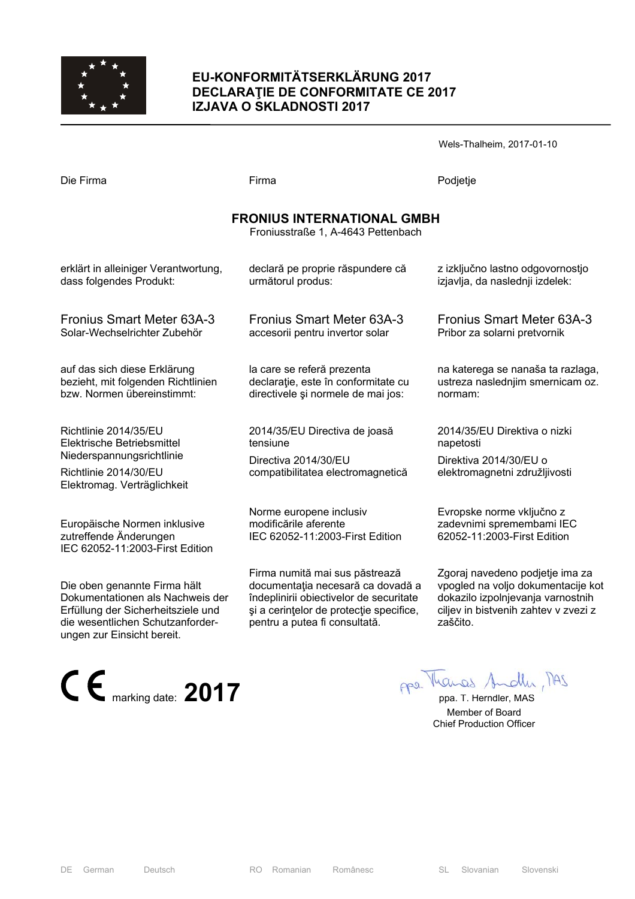# EU-KONFORMITÄTSERKLÄRUNG 2017
# DECLARAŢIE DE CONFORMITATE CE 2017
# IZJAVA O SKLADNOSTI 2017

Wels-Thalheim, 2017-01-10

| Die Firma | Firma | Podjetje |
|---|---|---|

**FRONIUS INTERNATIONAL GMBH**
Froniusstraße 1, A-4643 Pettenbach

| DE | RO | SL |
|---|---|---|
| erklärt in alleiniger Verantwortung, dass folgendes Produkt: | declară pe proprie răspundere că următorul produs: | z izključno lastno odgovornostjo izjavlja, da naslednji izdelek: |
| Fronius Smart Meter 63A-3<br>Solar-Wechselrichter Zubehör | Fronius Smart Meter 63A-3<br>accesorii pentru invertor solar | Fronius Smart Meter 63A-3<br>Pribor za solarni pretvornik |
| auf das sich diese Erklärung bezieht, mit folgenden Richtlinien bzw. Normen übereinstimmt: | la care se referă prezenta declaraţie, este în conformitate cu directivele şi normele de mai jos: | na katerega se nanaša ta razlaga, ustreza naslednjim smernicam oz. normam: |
| Richtlinie 2014/35/EU Elektrische Betriebsmittel Niederspannungsrichtlinie<br>Richtlinie 2014/30/EU Elektromag. Verträglichkeit | 2014/35/EU Directiva de joasă tensiune<br>Directiva 2014/30/EU compatibilitatea electromagnetică | 2014/35/EU Direktiva o nizki napetosti<br>Direktiva 2014/30/EU o elektromagnetni združljivosti |
| Europäische Normen inklusive zutreffende Änderungen<br>IEC 62052-11:2003-First Edition | Norme europene inclusiv modificările aferente<br>IEC 62052-11:2003-First Edition | Evropske norme vključno z zadevnimi spremembami IEC 62052-11:2003-First Edition |
| Die oben genannte Firma hält Dokumentationen als Nachweis der Erfüllung der Sicherheitsziele und die wesentlichen Schutzanforderungen zur Einsicht bereit. | Firma numită mai sus păstrează documentaţia necesară ca dovadă a îndeplinirii obiectivelor de securitate şi a cerinţelor de protecţie specifice, pentru a putea fi consultată. | Zgoraj navedeno podjetje ima za vpogled na voljo dokumentacije kot dokazilo izpolnjevanja varnostnih ciljev in bistvenih zahtev v zvezi z zaščito. |

CE marking date: **2017**

ppa. T. Herndler, MAS
Member of Board
Chief Production Officer

DE German Deutsch RO Romanian Românesc SL Slovanian Slovenski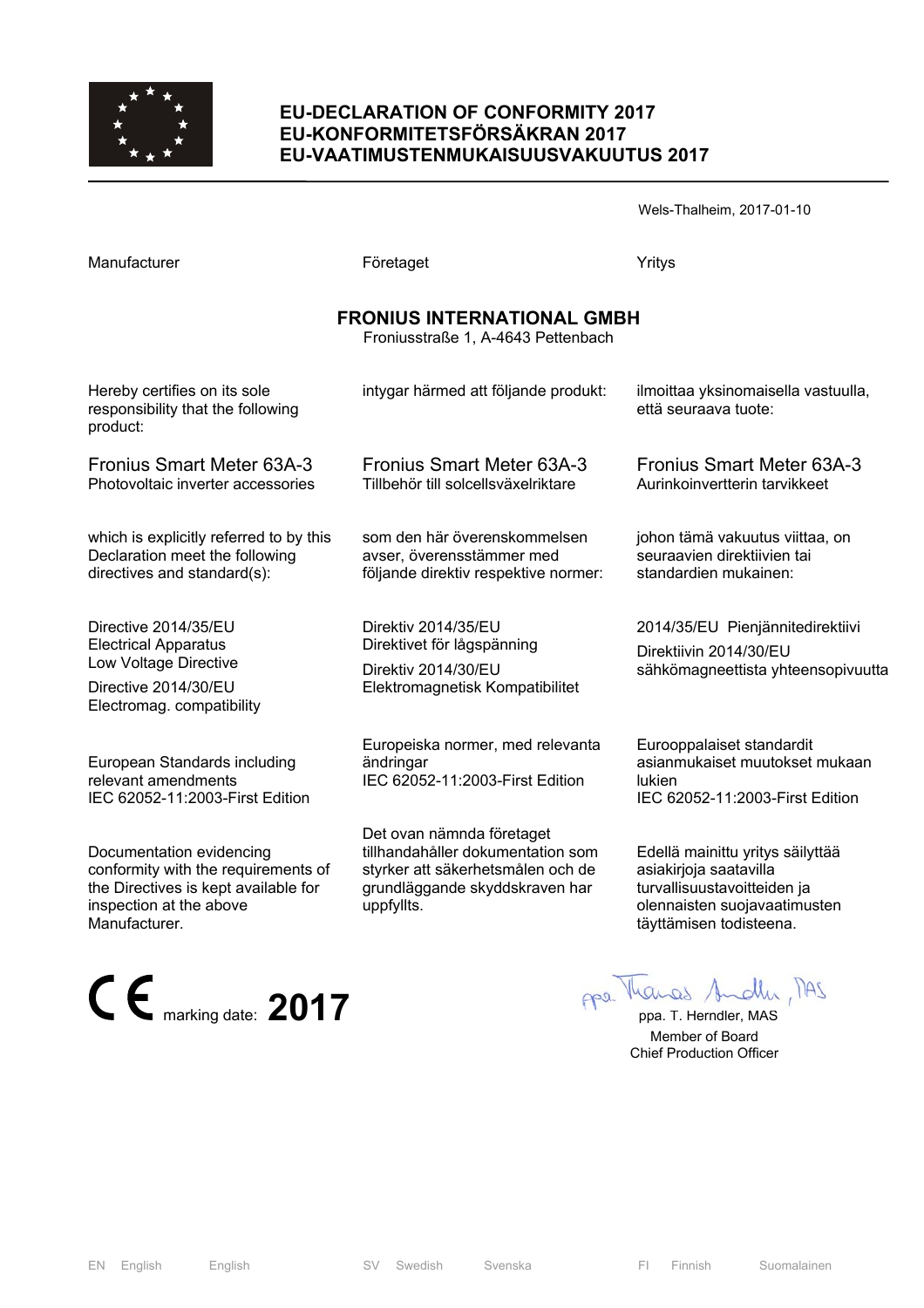# EU-DECLARATION OF CONFORMITY 2017
# EU-KONFORMITETSFÖRSÄKRAN 2017
# EU-VAATIMUSTENMUKAISUUSVAKUUTUS 2017

Wels-Thalheim, 2017-01-10

| Manufacturer | Företaget | Yritys |
|---|---|---|

**FRONIUS INTERNATIONAL GMBH**
Froniusstraße 1, A-4643 Pettenbach

| | | |
|---|---|---|
| Hereby certifies on its sole responsibility that the following product: | intygar härmed att följande produkt: | ilmoittaa yksinomaisella vastuulla, että seuraava tuote: |
| Fronius Smart Meter 63A-3<br>Photovoltaic inverter accessories | Fronius Smart Meter 63A-3<br>Tillbehör till solcellsväxelriktare | Fronius Smart Meter 63A-3<br>Aurinkoinvertterin tarvikkeet |
| which is explicitly referred to by this Declaration meet the following directives and standard(s): | som den här överenskommelsen avser, överensstämmer med följande direktiv respektive normer: | johon tämä vakuutus viittaa, on seuraavien direktiivien tai standardien mukainen: |
| Directive 2014/35/EU<br>Electrical Apparatus<br>Low Voltage Directive<br>Directive 2014/30/EU<br>Electromag. compatibility | Direktiv 2014/35/EU<br>Direktivet för lågspänning<br>Direktiv 2014/30/EU<br>Elektromagnetisk Kompatibilitet | 2014/35/EU Pienjännitedirektiivi<br>Direktiivin 2014/30/EU<br>sähkömagneettista yhteensopivuutta |
| European Standards including relevant amendments<br>IEC 62052-11:2003-First Edition | Europeiska normer, med relevanta ändringar<br>IEC 62052-11:2003-First Edition | Eurooppalaiset standardit asianmukaiset muutokset mukaan lukien<br>IEC 62052-11:2003-First Edition |
| Documentation evidencing conformity with the requirements of the Directives is kept available for inspection at the above Manufacturer. | Det ovan nämnda företaget tillhandahåller dokumentation som styrker att säkerhetsmålen och de grundläggande skyddskraven har uppfyllts. | Edellä mainittu yritys säilyttää asiakirjoja saatavilla turvallisuustavoitteiden ja olennaisten suojavaatimusten täyttämisen todisteena. |

CE marking date: **2017**

ppa. T. Herndler, MAS
Member of Board
Chief Production Officer

EN English English SV Swedish Svenska FI Finnish Suomalainen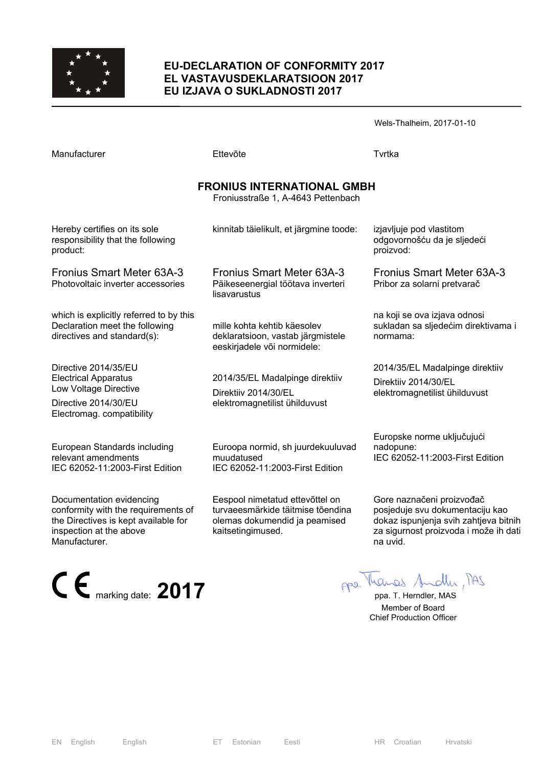# EU-DECLARATION OF CONFORMITY 2017
# EL VASTAVUSDEKLARATSIOON 2017
# EU IZJAVA O SUKLADNOSTI 2017

Wels-Thalheim, 2017-01-10

| Manufacturer | Ettevõte | Tvrtka |
| --- | --- | --- |

**FRONIUS INTERNATIONAL GMBH**
Froniusstraße 1, A-4643 Pettenbach

| | | |
| --- | --- | --- |
| Hereby certifies on its sole responsibility that the following product: | kinnitab täielikult, et järgmine toode: | izjavljuje pod vlastitom odgovornošću da je sljedeći proizvod: |
| Fronius Smart Meter 63A-3<br>Photovoltaic inverter accessories | Fronius Smart Meter 63A-3<br>Päikeseenergial töötava inverteri lisavarustus | Fronius Smart Meter 63A-3<br>Pribor za solarni pretvarač |
| which is explicitly referred to by this Declaration meet the following directives and standard(s): | mille kohta kehtib käesolev deklaratsioon, vastab järgmistele eeskirjadele või normidele: | na koji se ova izjava odnosi sukladan sa sljedećim direktivama i normama: |
| Directive 2014/35/EU<br>Electrical Apparatus<br>Low Voltage Directive<br>Directive 2014/30/EU<br>Electromag. compatibility | 2014/35/EL Madalpinge direktiiv<br>Direktiiv 2014/30/EL<br>elektromagnetilist ühilduvust | 2014/35/EL Madalpinge direktiiv<br>Direktiiv 2014/30/EL<br>elektromagnetilist ühilduvust |
| European Standards including relevant amendments<br>IEC 62052-11:2003-First Edition | Euroopa normid, sh juurdekuuluvad muudatused<br>IEC 62052-11:2003-First Edition | Europske norme uključujući nadopune:<br>IEC 62052-11:2003-First Edition |
| Documentation evidencing conformity with the requirements of the Directives is kept available for inspection at the above Manufacturer. | Eespool nimetatud ettevõttel on turvaeesmärkide täitmise tõendina olemas dokumendid ja peamised kaitsetingimused. | Gore naznačeni proizvođač posjeduje svu dokumentaciju kao dokaz ispunjenja svih zahtjeva bitnih za sigurnost proizvoda i može ih dati na uvid. |

CE marking date: **2017**

ppa. T. Herndler, MAS
Member of Board
Chief Production Officer

EN English English ET Estonian Eesti HR Croatian Hrvatski